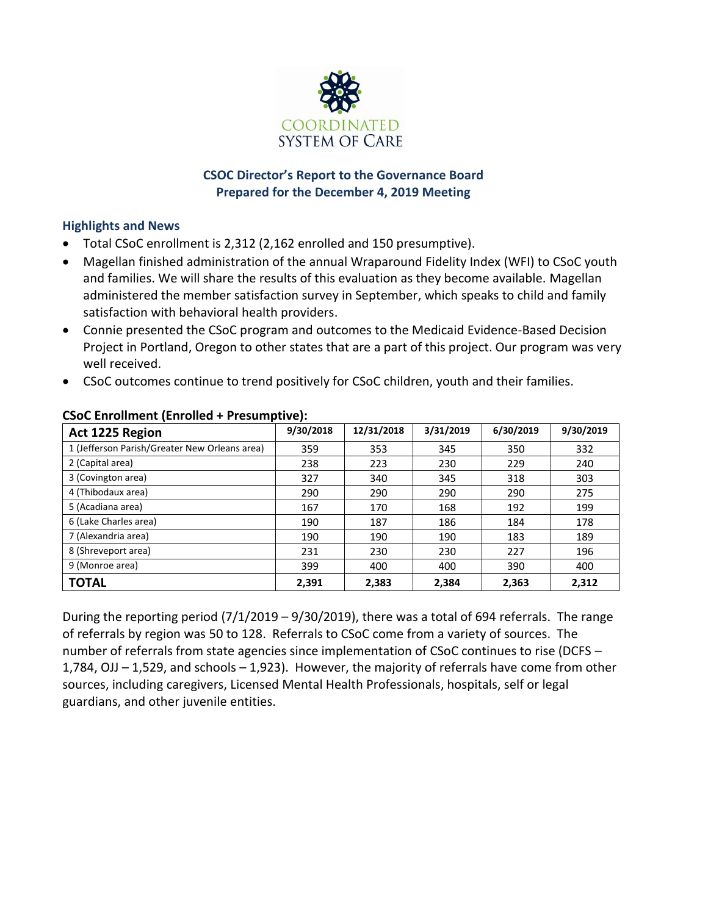COORDINATED
SYSTEM OF CARE

## CSOC Director's Report to the Governance Board
## Prepared for the December 4, 2019 Meeting

### Highlights and News

- Total CSoC enrollment is 2,312 (2,162 enrolled and 150 presumptive).
- Magellan finished administration of the annual Wraparound Fidelity Index (WFI) to CSoC youth and families. We will share the results of this evaluation as they become available. Magellan administered the member satisfaction survey in September, which speaks to child and family satisfaction with behavioral health providers.
- Connie presented the CSoC program and outcomes to the Medicaid Evidence-Based Decision Project in Portland, Oregon to other states that are a part of this project. Our program was very well received.
- CSoC outcomes continue to trend positively for CSoC children, youth and their families.

**CSoC Enrollment (Enrolled + Presumptive):**

| Act 1225 Region | 9/30/2018 | 12/31/2018 | 3/31/2019 | 6/30/2019 | 9/30/2019 |
|---|---|---|---|---|---|
| 1 (Jefferson Parish/Greater New Orleans area) | 359 | 353 | 345 | 350 | 332 |
| 2 (Capital area) | 238 | 223 | 230 | 229 | 240 |
| 3 (Covington area) | 327 | 340 | 345 | 318 | 303 |
| 4 (Thibodaux area) | 290 | 290 | 290 | 290 | 275 |
| 5 (Acadiana area) | 167 | 170 | 168 | 192 | 199 |
| 6 (Lake Charles area) | 190 | 187 | 186 | 184 | 178 |
| 7 (Alexandria area) | 190 | 190 | 190 | 183 | 189 |
| 8 (Shreveport area) | 231 | 230 | 230 | 227 | 196 |
| 9 (Monroe area) | 399 | 400 | 400 | 390 | 400 |
| **TOTAL** | **2,391** | **2,383** | **2,384** | **2,363** | **2,312** |

During the reporting period (7/1/2019 – 9/30/2019), there was a total of 694 referrals. The range of referrals by region was 50 to 128. Referrals to CSoC come from a variety of sources. The number of referrals from state agencies since implementation of CSoC continues to rise (DCFS – 1,784, OJJ – 1,529, and schools – 1,923). However, the majority of referrals have come from other sources, including caregivers, Licensed Mental Health Professionals, hospitals, self or legal guardians, and other juvenile entities.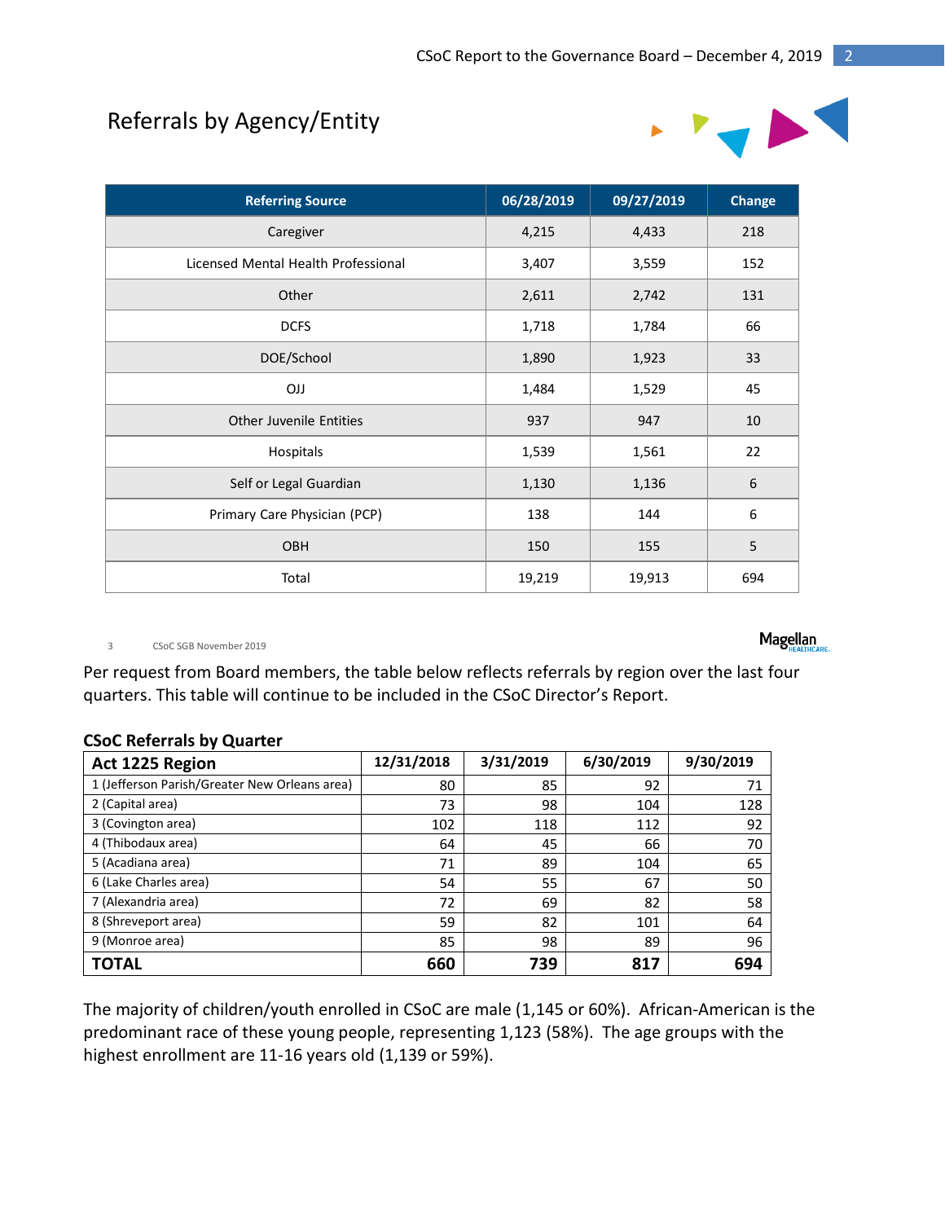## Referrals by Agency/Entity

| Referring Source | 06/28/2019 | 09/27/2019 | Change |
|---|---|---|---|
| Caregiver | 4,215 | 4,433 | 218 |
| Licensed Mental Health Professional | 3,407 | 3,559 | 152 |
| Other | 2,611 | 2,742 | 131 |
| DCFS | 1,718 | 1,784 | 66 |
| DOE/School | 1,890 | 1,923 | 33 |
| OJJ | 1,484 | 1,529 | 45 |
| Other Juvenile Entities | 937 | 947 | 10 |
| Hospitals | 1,539 | 1,561 | 22 |
| Self or Legal Guardian | 1,130 | 1,136 | 6 |
| Primary Care Physician (PCP) | 138 | 144 | 6 |
| OBH | 150 | 155 | 5 |
| Total | 19,219 | 19,913 | 694 |

Per request from Board members, the table below reflects referrals by region over the last four quarters. This table will continue to be included in the CSoC Director's Report.

**CSoC Referrals by Quarter**

| Act 1225 Region | 12/31/2018 | 3/31/2019 | 6/30/2019 | 9/30/2019 |
|---|---|---|---|---|
| 1 (Jefferson Parish/Greater New Orleans area) | 80 | 85 | 92 | 71 |
| 2 (Capital area) | 73 | 98 | 104 | 128 |
| 3 (Covington area) | 102 | 118 | 112 | 92 |
| 4 (Thibodaux area) | 64 | 45 | 66 | 70 |
| 5 (Acadiana area) | 71 | 89 | 104 | 65 |
| 6 (Lake Charles area) | 54 | 55 | 67 | 50 |
| 7 (Alexandria area) | 72 | 69 | 82 | 58 |
| 8 (Shreveport area) | 59 | 82 | 101 | 64 |
| 9 (Monroe area) | 85 | 98 | 89 | 96 |
| **TOTAL** | **660** | **739** | **817** | **694** |

The majority of children/youth enrolled in CSoC are male (1,145 or 60%). African-American is the predominant race of these young people, representing 1,123 (58%). The age groups with the highest enrollment are 11-16 years old (1,139 or 59%).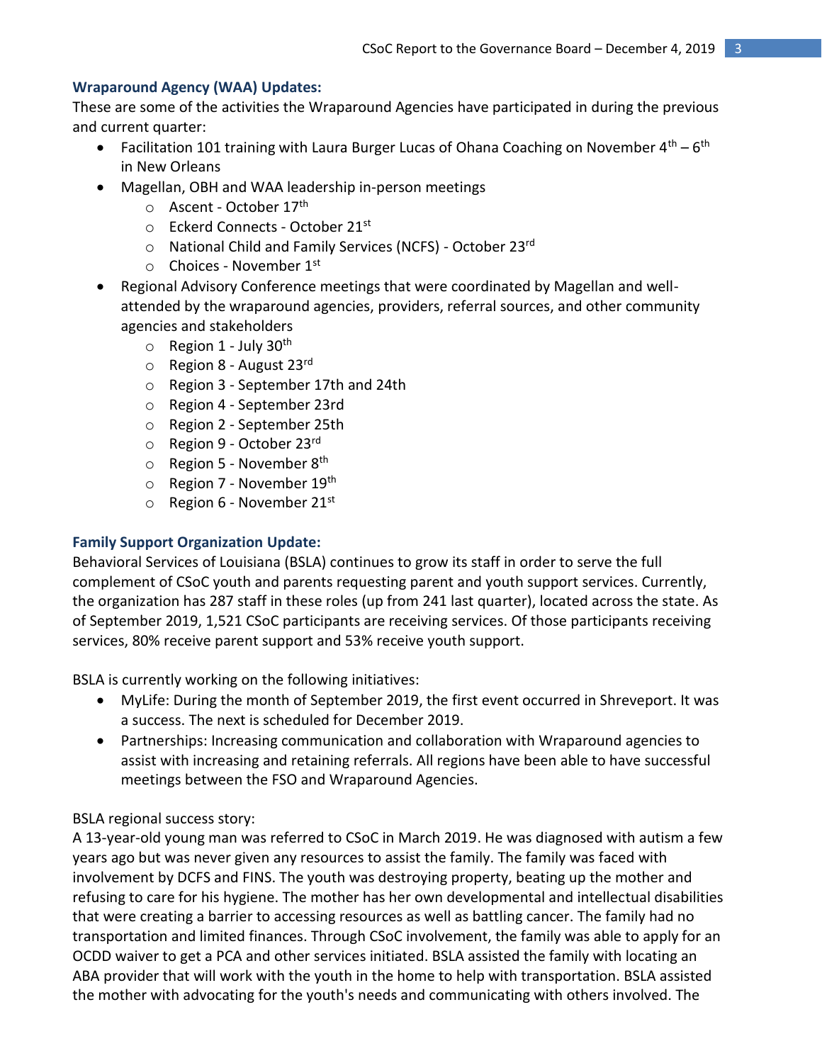### Wraparound Agency (WAA) Updates:

These are some of the activities the Wraparound Agencies have participated in during the previous and current quarter:

- Facilitation 101 training with Laura Burger Lucas of Ohana Coaching on November 4th – 6th in New Orleans
- Magellan, OBH and WAA leadership in-person meetings
  - Ascent - October 17th
  - Eckerd Connects - October 21st
  - National Child and Family Services (NCFS) - October 23rd
  - Choices - November 1st
- Regional Advisory Conference meetings that were coordinated by Magellan and well-attended by the wraparound agencies, providers, referral sources, and other community agencies and stakeholders
  - Region 1 - July 30th
  - Region 8 - August 23rd
  - Region 3 - September 17th and 24th
  - Region 4 - September 23rd
  - Region 2 - September 25th
  - Region 9 - October 23rd
  - Region 5 - November 8th
  - Region 7 - November 19th
  - Region 6 - November 21st

### Family Support Organization Update:

Behavioral Services of Louisiana (BSLA) continues to grow its staff in order to serve the full complement of CSoC youth and parents requesting parent and youth support services. Currently, the organization has 287 staff in these roles (up from 241 last quarter), located across the state. As of September 2019, 1,521 CSoC participants are receiving services. Of those participants receiving services, 80% receive parent support and 53% receive youth support.

BSLA is currently working on the following initiatives:

- MyLife: During the month of September 2019, the first event occurred in Shreveport. It was a success. The next is scheduled for December 2019.
- Partnerships: Increasing communication and collaboration with Wraparound agencies to assist with increasing and retaining referrals. All regions have been able to have successful meetings between the FSO and Wraparound Agencies.

BSLA regional success story:

A 13-year-old young man was referred to CSoC in March 2019. He was diagnosed with autism a few years ago but was never given any resources to assist the family. The family was faced with involvement by DCFS and FINS. The youth was destroying property, beating up the mother and refusing to care for his hygiene. The mother has her own developmental and intellectual disabilities that were creating a barrier to accessing resources as well as battling cancer. The family had no transportation and limited finances. Through CSoC involvement, the family was able to apply for an OCDD waiver to get a PCA and other services initiated. BSLA assisted the family with locating an ABA provider that will work with the youth in the home to help with transportation. BSLA assisted the mother with advocating for the youth's needs and communicating with others involved. The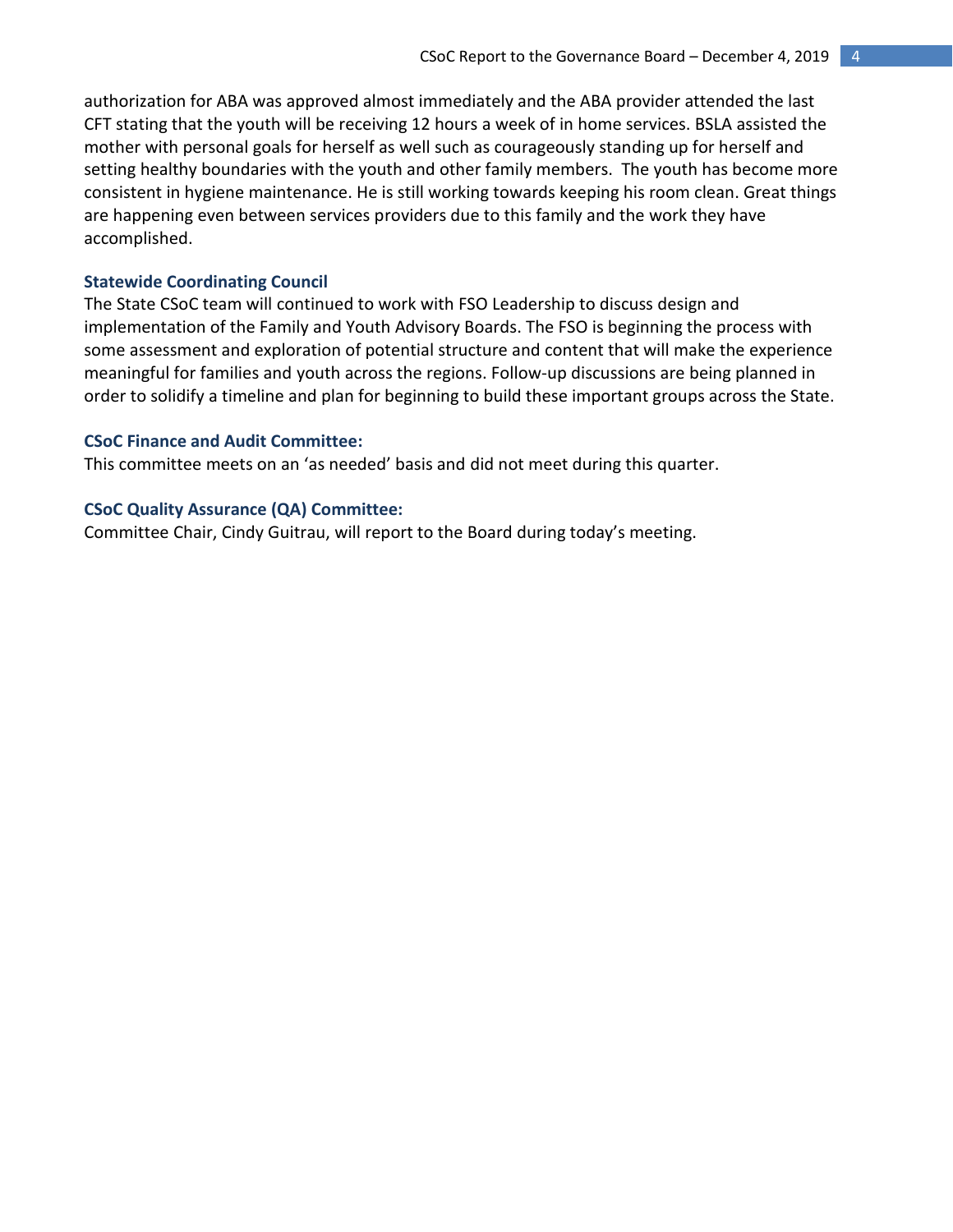authorization for ABA was approved almost immediately and the ABA provider attended the last CFT stating that the youth will be receiving 12 hours a week of in home services. BSLA assisted the mother with personal goals for herself as well such as courageously standing up for herself and setting healthy boundaries with the youth and other family members. The youth has become more consistent in hygiene maintenance. He is still working towards keeping his room clean. Great things are happening even between services providers due to this family and the work they have accomplished.

### Statewide Coordinating Council

The State CSoC team will continued to work with FSO Leadership to discuss design and implementation of the Family and Youth Advisory Boards. The FSO is beginning the process with some assessment and exploration of potential structure and content that will make the experience meaningful for families and youth across the regions. Follow-up discussions are being planned in order to solidify a timeline and plan for beginning to build these important groups across the State.

### CSoC Finance and Audit Committee:

This committee meets on an 'as needed' basis and did not meet during this quarter.

### CSoC Quality Assurance (QA) Committee:

Committee Chair, Cindy Guitrau, will report to the Board during today's meeting.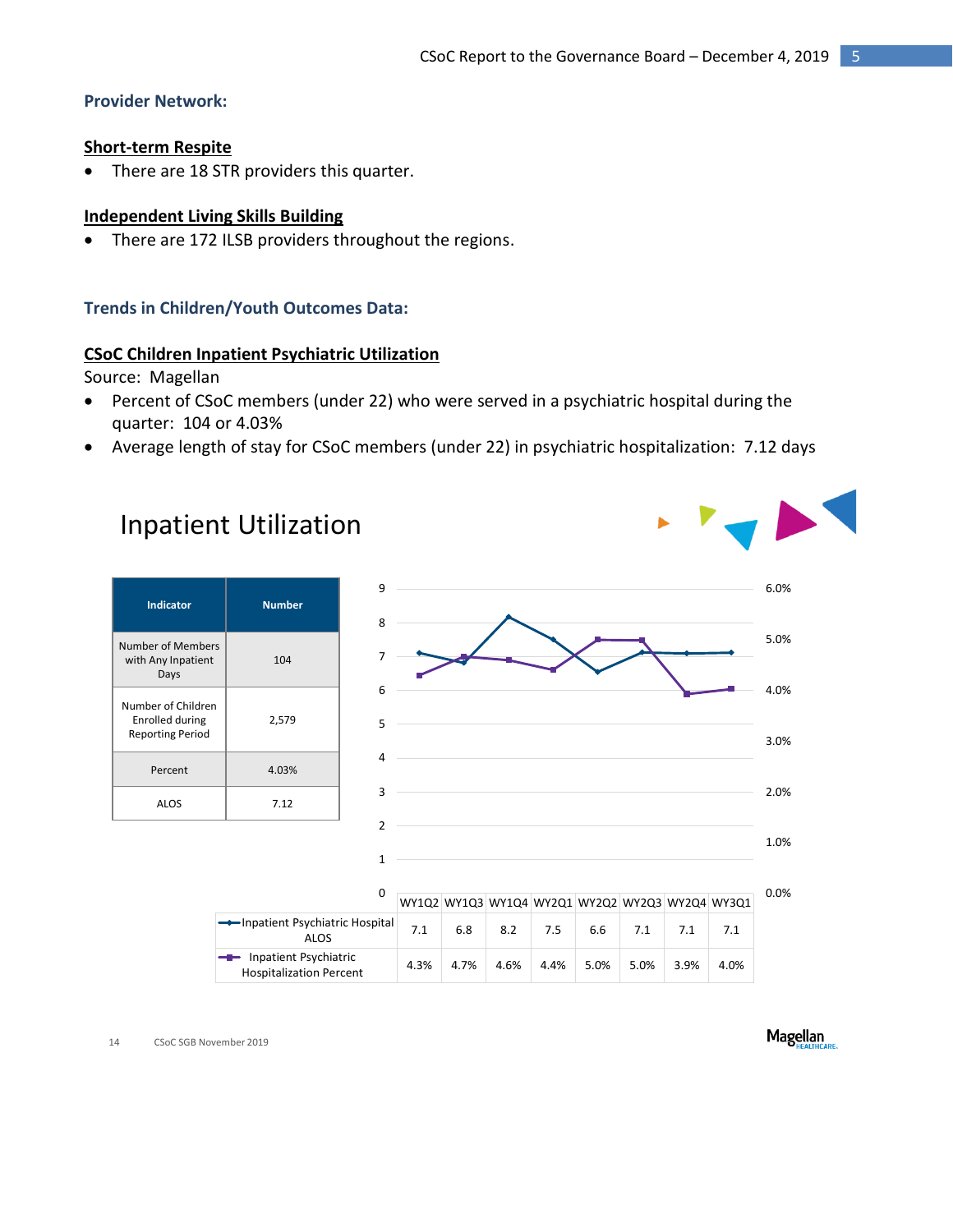### Provider Network:

**Short-term Respite**

- There are 18 STR providers this quarter.

**Independent Living Skills Building**

- There are 172 ILSB providers throughout the regions.

### Trends in Children/Youth Outcomes Data:

**CSoC Children Inpatient Psychiatric Utilization**

Source: Magellan

- Percent of CSoC members (under 22) who were served in a psychiatric hospital during the quarter: 104 or 4.03%
- Average length of stay for CSoC members (under 22) in psychiatric hospitalization: 7.12 days

## Inpatient Utilization

| Indicator | Number |
|---|---|
| Number of Members with Any Inpatient Days | 104 |
| Number of Children Enrolled during Reporting Period | 2,579 |
| Percent | 4.03% |
| ALOS | 7.12 |

| | WY1Q2 | WY1Q3 | WY1Q4 | WY2Q1 | WY2Q2 | WY2Q3 | WY2Q4 | WY3Q1 |
|---|---|---|---|---|---|---|---|---|
| Inpatient Psychiatric Hospital ALOS | 7.1 | 6.8 | 8.2 | 7.5 | 6.6 | 7.1 | 7.1 | 7.1 |
| Inpatient Psychiatric Hospitalization Percent | 4.3% | 4.7% | 4.6% | 4.4% | 5.0% | 5.0% | 3.9% | 4.0% |

14 CSoC SGB November 2019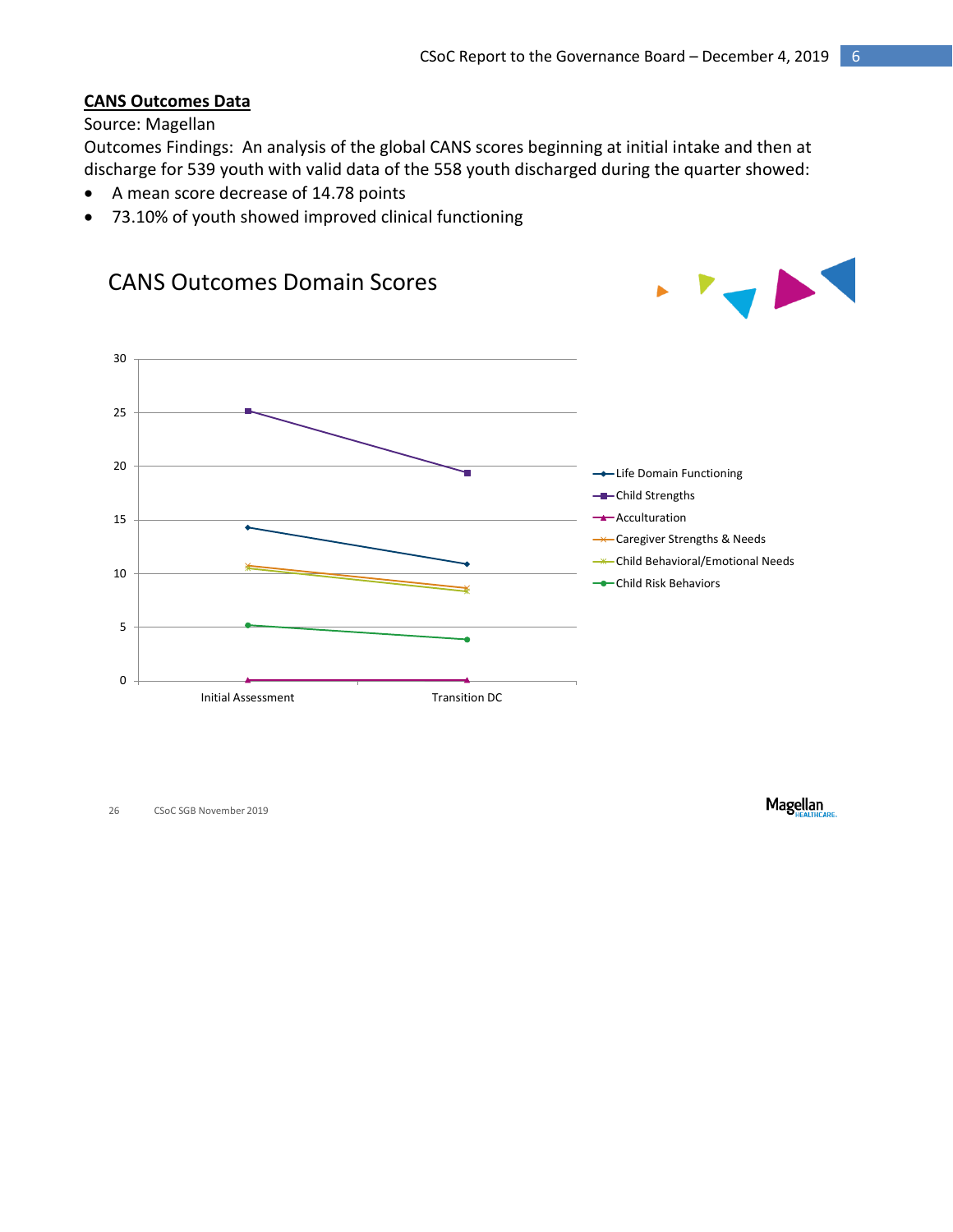**CANS Outcomes Data**

Source: Magellan

Outcomes Findings: An analysis of the global CANS scores beginning at initial intake and then at discharge for 539 youth with valid data of the 558 youth discharged during the quarter showed:

- A mean score decrease of 14.78 points
- 73.10% of youth showed improved clinical functioning

CANS Outcomes Domain Scores

Legend: Life Domain Functioning; Child Strengths; Acculturation; Caregiver Strengths & Needs; Child Behavioral/Emotional Needs; Child Risk Behaviors

X-axis: Initial Assessment, Transition DC

Y-axis: 0, 5, 10, 15, 20, 25, 30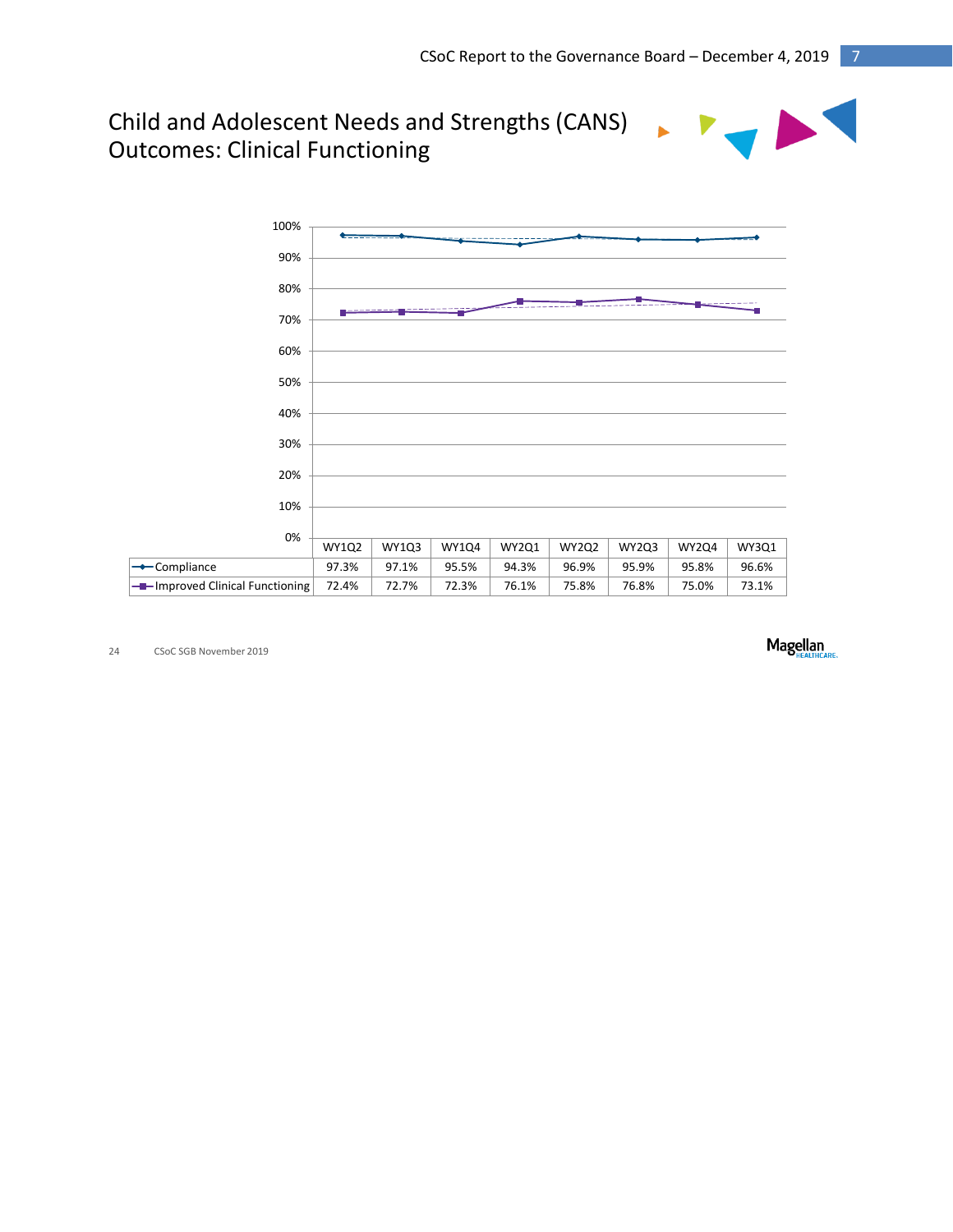## Child and Adolescent Needs and Strengths (CANS) Outcomes: Clinical Functioning

| | WY1Q2 | WY1Q3 | WY1Q4 | WY2Q1 | WY2Q2 | WY2Q3 | WY2Q4 | WY3Q1 |
|---|---|---|---|---|---|---|---|---|
| Compliance | 97.3% | 97.1% | 95.5% | 94.3% | 96.9% | 95.9% | 95.8% | 96.6% |
| Improved Clinical Functioning | 72.4% | 72.7% | 72.3% | 76.1% | 75.8% | 76.8% | 75.0% | 73.1% |

24 CSoC SGB November 2019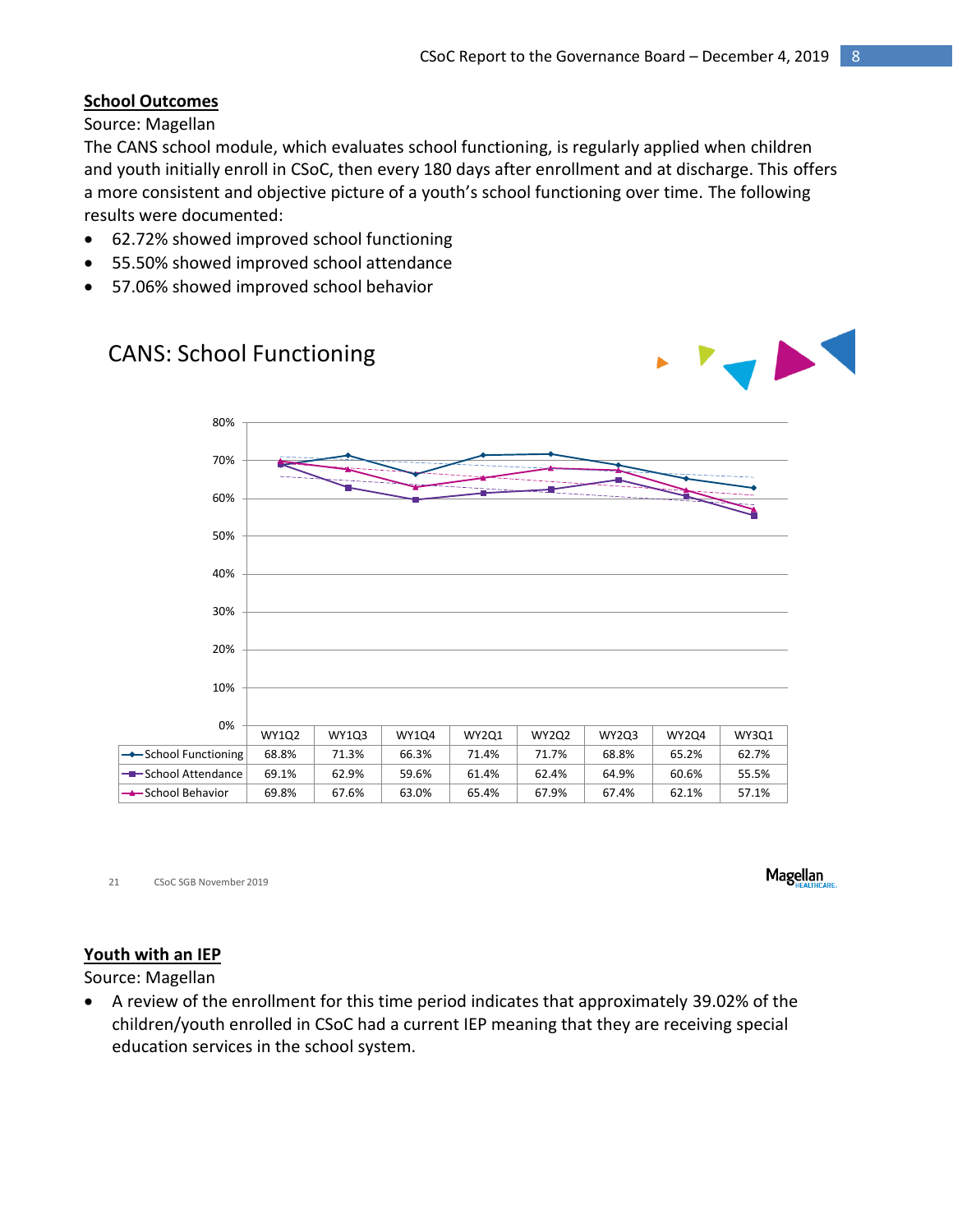**School Outcomes**

Source: Magellan

The CANS school module, which evaluates school functioning, is regularly applied when children and youth initially enroll in CSoC, then every 180 days after enrollment and at discharge. This offers a more consistent and objective picture of a youth's school functioning over time. The following results were documented:

- 62.72% showed improved school functioning
- 55.50% showed improved school attendance
- 57.06% showed improved school behavior

## CANS: School Functioning

| | WY1Q2 | WY1Q3 | WY1Q4 | WY2Q1 | WY2Q2 | WY2Q3 | WY2Q4 | WY3Q1 |
|---|---|---|---|---|---|---|---|---|
| School Functioning | 68.8% | 71.3% | 66.3% | 71.4% | 71.7% | 68.8% | 65.2% | 62.7% |
| School Attendance | 69.1% | 62.9% | 59.6% | 61.4% | 62.4% | 64.9% | 60.6% | 55.5% |
| School Behavior | 69.8% | 67.6% | 63.0% | 65.4% | 67.9% | 67.4% | 62.1% | 57.1% |

21 CSoC SGB November 2019

**Youth with an IEP**

Source: Magellan

- A review of the enrollment for this time period indicates that approximately 39.02% of the children/youth enrolled in CSoC had a current IEP meaning that they are receiving special education services in the school system.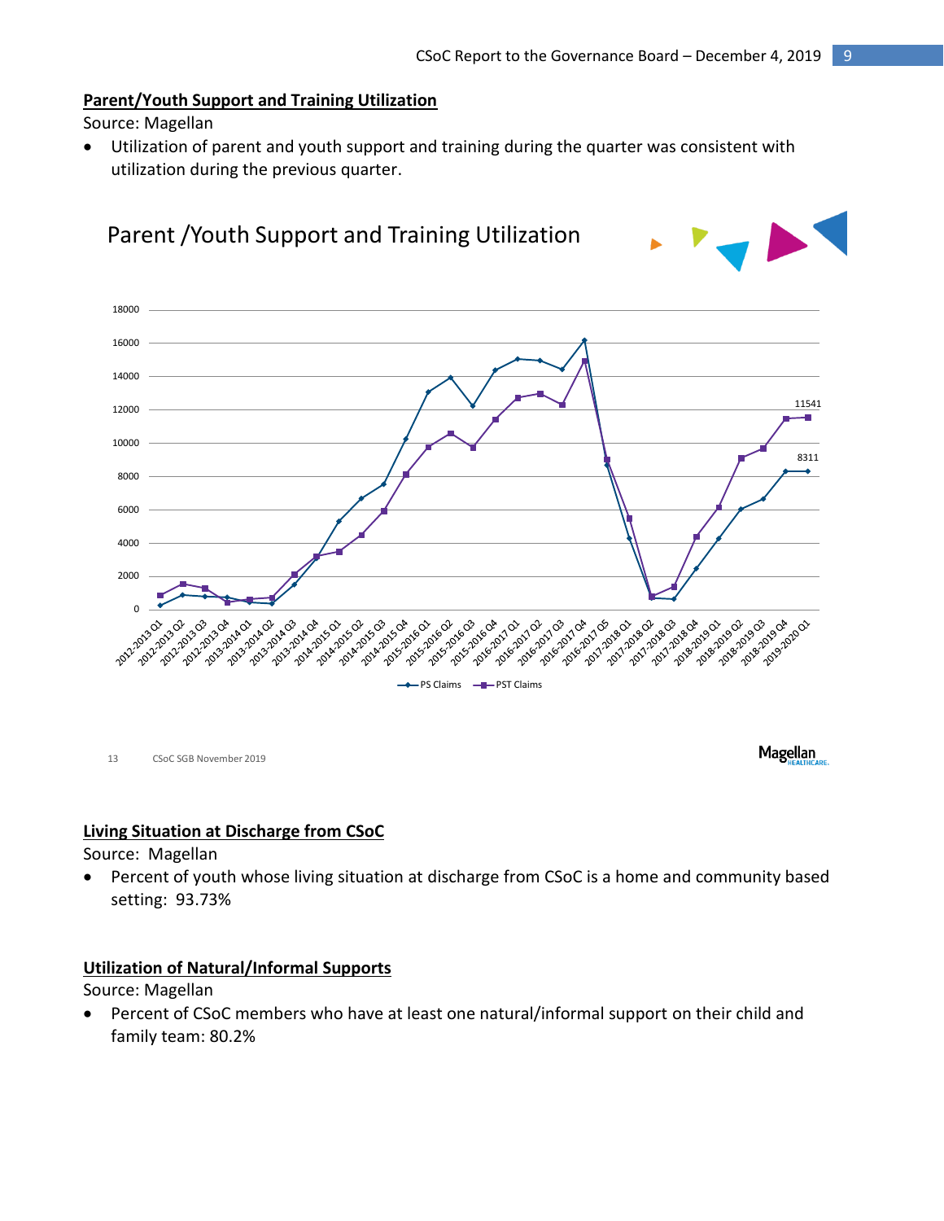## Parent/Youth Support and Training Utilization

Source: Magellan

- Utilization of parent and youth support and training during the quarter was consistent with utilization during the previous quarter.

Parent /Youth Support and Training Utilization

18000
16000
14000
12000
10000
8000
6000
4000
2000
0

11541
8311

2012-2013 Q1, 2012-2013 Q2, 2012-2013 Q3, 2012-2013 Q4, 2013-2014 Q1, 2013-2014 Q2, 2013-2014 Q3, 2013-2014 Q4, 2014-2015 Q1, 2014-2015 Q2, 2014-2015 Q3, 2014-2015 Q4, 2015-2016 Q1, 2015-2016 Q2, 2015-2016 Q3, 2015-2016 Q4, 2016-2017 Q1, 2016-2017 Q2, 2016-2017 Q3, 2016-2017 Q4, 2016-2017 Q5, 2017-2018 Q1, 2017-2018 Q2, 2017-2018 Q3, 2017-2018 Q4, 2018-2019 Q1, 2018-2019 Q2, 2018-2019 Q3, 2018-2019 Q4, 2019-2020 Q1

PS Claims
PST Claims

13 CSoC SGB November 2019

Magellan HEALTHCARE.

## Living Situation at Discharge from CSoC

Source: Magellan

- Percent of youth whose living situation at discharge from CSoC is a home and community based setting: 93.73%

## Utilization of Natural/Informal Supports

Source: Magellan

- Percent of CSoC members who have at least one natural/informal support on their child and family team: 80.2%